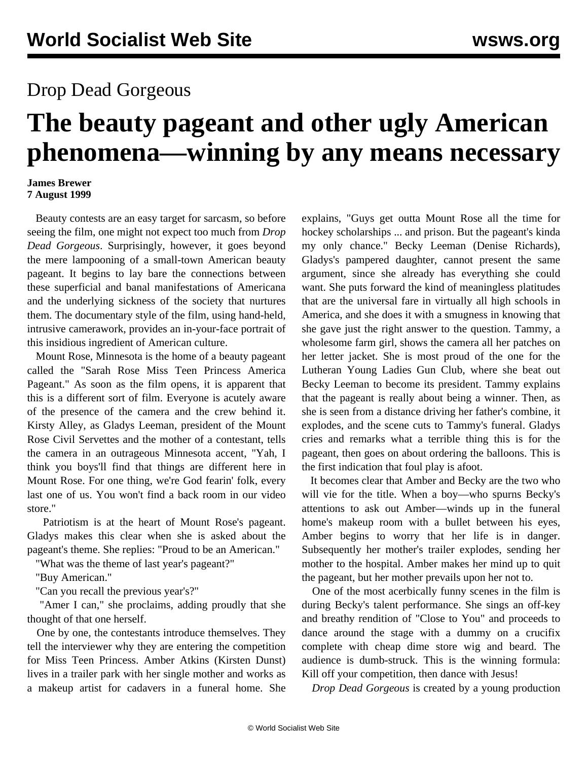Drop Dead Gorgeous

# The beauty pageant and other ugly American phenomena—winning by any means necessary

**James Brewer**
**7 August 1999**

Beauty contests are an easy target for sarcasm, so before seeing the film, one might not expect too much from *Drop Dead Gorgeous*. Surprisingly, however, it goes beyond the mere lampooning of a small-town American beauty pageant. It begins to lay bare the connections between these superficial and banal manifestations of Americana and the underlying sickness of the society that nurtures them. The documentary style of the film, using hand-held, intrusive camerawork, provides an in-your-face portrait of this insidious ingredient of American culture.

Mount Rose, Minnesota is the home of a beauty pageant called the "Sarah Rose Miss Teen Princess America Pageant." As soon as the film opens, it is apparent that this is a different sort of film. Everyone is acutely aware of the presence of the camera and the crew behind it. Kirsty Alley, as Gladys Leeman, president of the Mount Rose Civil Servettes and the mother of a contestant, tells the camera in an outrageous Minnesota accent, "Yah, I think you boys'll find that things are different here in Mount Rose. For one thing, we're God fearin' folk, every last one of us. You won't find a back room in our video store."

Patriotism is at the heart of Mount Rose's pageant. Gladys makes this clear when she is asked about the pageant's theme. She replies: "Proud to be an American."

"What was the theme of last year's pageant?"

"Buy American."

"Can you recall the previous year's?"

"Amer I can," she proclaims, adding proudly that she thought of that one herself.

One by one, the contestants introduce themselves. They tell the interviewer why they are entering the competition for Miss Teen Princess. Amber Atkins (Kirsten Dunst) lives in a trailer park with her single mother and works as a makeup artist for cadavers in a funeral home. She explains, "Guys get outta Mount Rose all the time for hockey scholarships ... and prison. But the pageant's kinda my only chance." Becky Leeman (Denise Richards), Gladys's pampered daughter, cannot present the same argument, since she already has everything she could want. She puts forward the kind of meaningless platitudes that are the universal fare in virtually all high schools in America, and she does it with a smugness in knowing that she gave just the right answer to the question. Tammy, a wholesome farm girl, shows the camera all her patches on her letter jacket. She is most proud of the one for the Lutheran Young Ladies Gun Club, where she beat out Becky Leeman to become its president. Tammy explains that the pageant is really about being a winner. Then, as she is seen from a distance driving her father's combine, it explodes, and the scene cuts to Tammy's funeral. Gladys cries and remarks what a terrible thing this is for the pageant, then goes on about ordering the balloons. This is the first indication that foul play is afoot.

It becomes clear that Amber and Becky are the two who will vie for the title. When a boy—who spurns Becky's attentions to ask out Amber—winds up in the funeral home's makeup room with a bullet between his eyes, Amber begins to worry that her life is in danger. Subsequently her mother's trailer explodes, sending her mother to the hospital. Amber makes her mind up to quit the pageant, but her mother prevails upon her not to.

One of the most acerbically funny scenes in the film is during Becky's talent performance. She sings an off-key and breathy rendition of "Close to You" and proceeds to dance around the stage with a dummy on a crucifix complete with cheap dime store wig and beard. The audience is dumb-struck. This is the winning formula: Kill off your competition, then dance with Jesus!

*Drop Dead Gorgeous* is created by a young production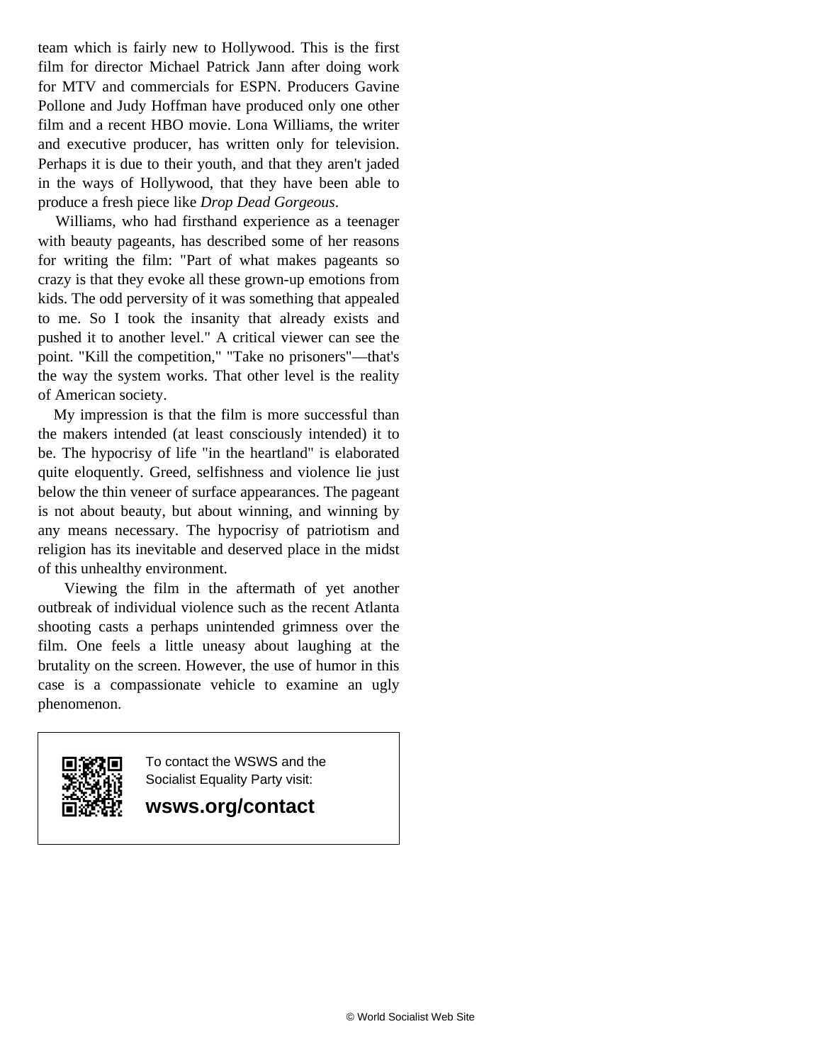team which is fairly new to Hollywood. This is the first film for director Michael Patrick Jann after doing work for MTV and commercials for ESPN. Producers Gavine Pollone and Judy Hoffman have produced only one other film and a recent HBO movie. Lona Williams, the writer and executive producer, has written only for television. Perhaps it is due to their youth, and that they aren't jaded in the ways of Hollywood, that they have been able to produce a fresh piece like *Drop Dead Gorgeous*.

Williams, who had firsthand experience as a teenager with beauty pageants, has described some of her reasons for writing the film: "Part of what makes pageants so crazy is that they evoke all these grown-up emotions from kids. The odd perversity of it was something that appealed to me. So I took the insanity that already exists and pushed it to another level." A critical viewer can see the point. "Kill the competition," "Take no prisoners"—that's the way the system works. That other level is the reality of American society.

My impression is that the film is more successful than the makers intended (at least consciously intended) it to be. The hypocrisy of life "in the heartland" is elaborated quite eloquently. Greed, selfishness and violence lie just below the thin veneer of surface appearances. The pageant is not about beauty, but about winning, and winning by any means necessary. The hypocrisy of patriotism and religion has its inevitable and deserved place in the midst of this unhealthy environment.

Viewing the film in the aftermath of yet another outbreak of individual violence such as the recent Atlanta shooting casts a perhaps unintended grimness over the film. One feels a little uneasy about laughing at the brutality on the screen. However, the use of humor in this case is a compassionate vehicle to examine an ugly phenomenon.

To contact the WSWS and the Socialist Equality Party visit:

**wsws.org/contact**